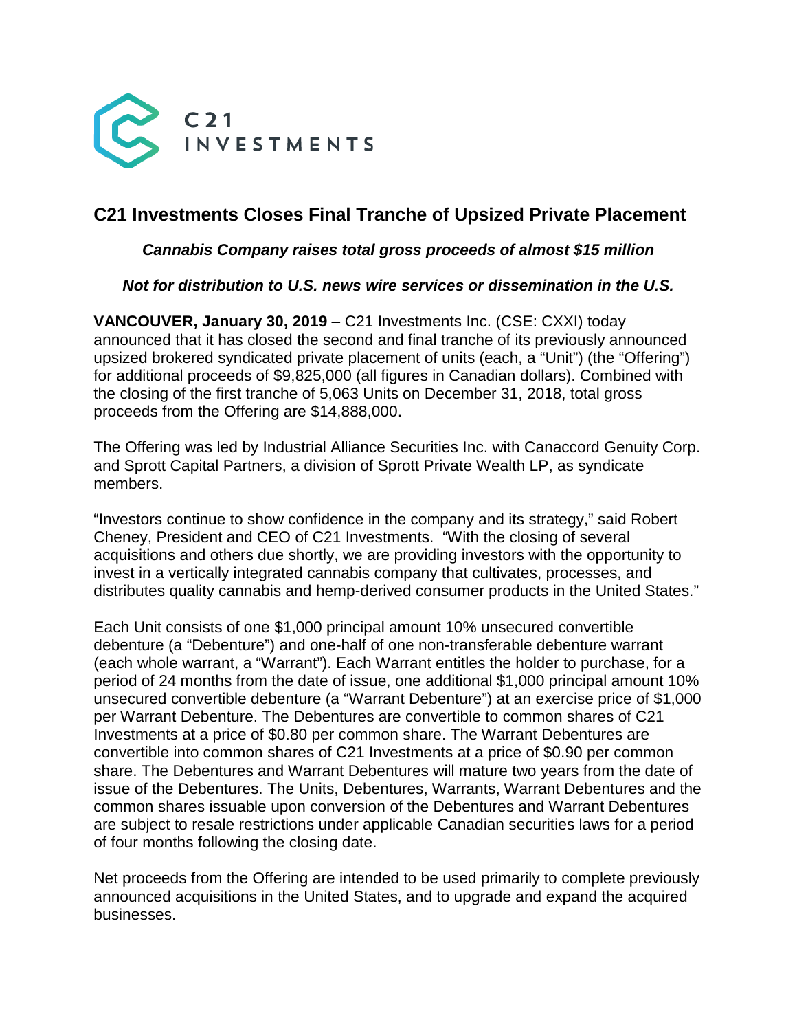C21 INVESTMENTS

# C21 Investments Closes Final Tranche of Upsized Private Placement

***Cannabis Company raises total gross proceeds of almost $15 million***

***Not for distribution to U.S. news wire services or dissemination in the U.S.***

**VANCOUVER, January 30, 2019** – C21 Investments Inc. (CSE: CXXI) today announced that it has closed the second and final tranche of its previously announced upsized brokered syndicated private placement of units (each, a "Unit") (the "Offering") for additional proceeds of $9,825,000 (all figures in Canadian dollars). Combined with the closing of the first tranche of 5,063 Units on December 31, 2018, total gross proceeds from the Offering are $14,888,000.

The Offering was led by Industrial Alliance Securities Inc. with Canaccord Genuity Corp. and Sprott Capital Partners, a division of Sprott Private Wealth LP, as syndicate members.

"Investors continue to show confidence in the company and its strategy," said Robert Cheney, President and CEO of C21 Investments. "With the closing of several acquisitions and others due shortly, we are providing investors with the opportunity to invest in a vertically integrated cannabis company that cultivates, processes, and distributes quality cannabis and hemp-derived consumer products in the United States."

Each Unit consists of one $1,000 principal amount 10% unsecured convertible debenture (a "Debenture") and one-half of one non-transferable debenture warrant (each whole warrant, a "Warrant"). Each Warrant entitles the holder to purchase, for a period of 24 months from the date of issue, one additional $1,000 principal amount 10% unsecured convertible debenture (a "Warrant Debenture") at an exercise price of $1,000 per Warrant Debenture. The Debentures are convertible to common shares of C21 Investments at a price of $0.80 per common share. The Warrant Debentures are convertible into common shares of C21 Investments at a price of $0.90 per common share. The Debentures and Warrant Debentures will mature two years from the date of issue of the Debentures. The Units, Debentures, Warrants, Warrant Debentures and the common shares issuable upon conversion of the Debentures and Warrant Debentures are subject to resale restrictions under applicable Canadian securities laws for a period of four months following the closing date.

Net proceeds from the Offering are intended to be used primarily to complete previously announced acquisitions in the United States, and to upgrade and expand the acquired businesses.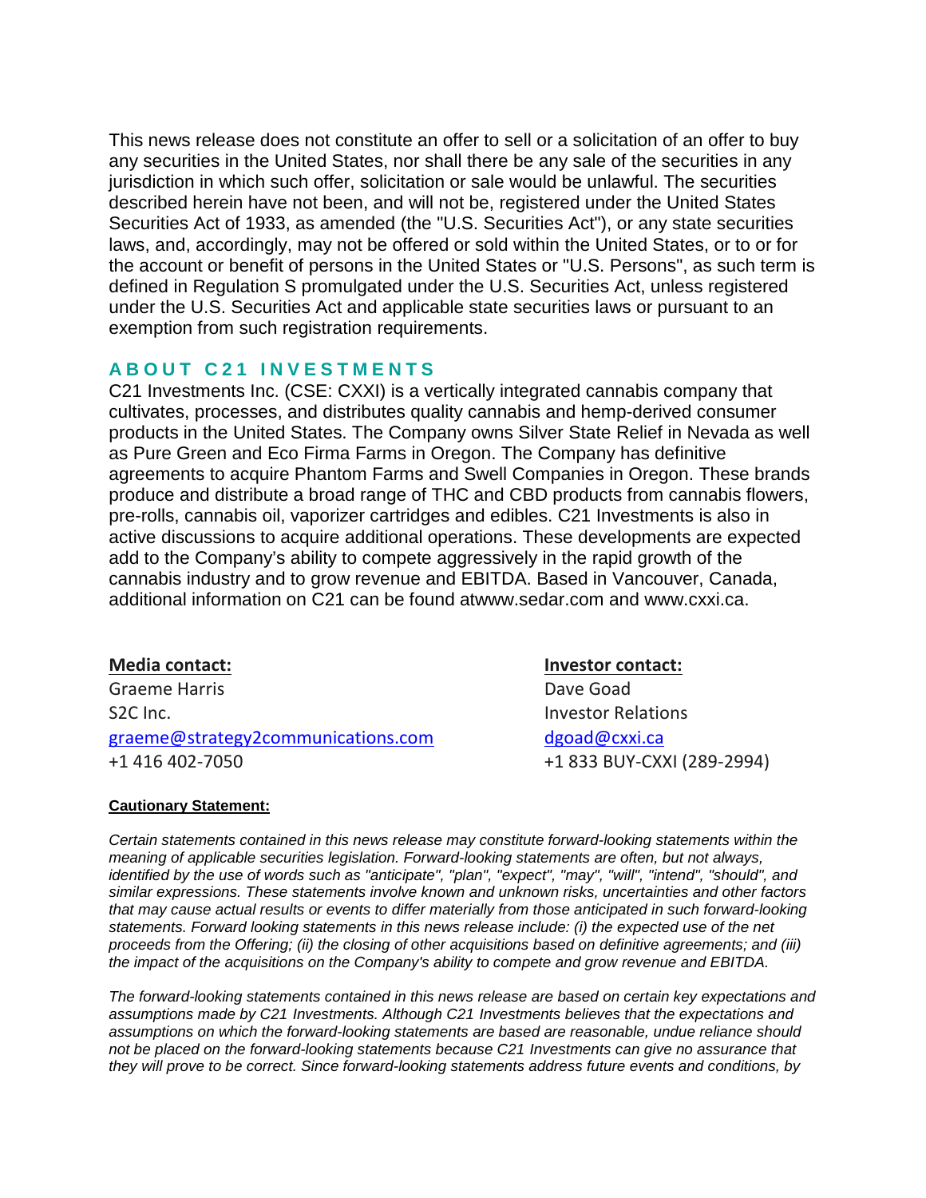This news release does not constitute an offer to sell or a solicitation of an offer to buy any securities in the United States, nor shall there be any sale of the securities in any jurisdiction in which such offer, solicitation or sale would be unlawful. The securities described herein have not been, and will not be, registered under the United States Securities Act of 1933, as amended (the "U.S. Securities Act"), or any state securities laws, and, accordingly, may not be offered or sold within the United States, or to or for the account or benefit of persons in the United States or "U.S. Persons", as such term is defined in Regulation S promulgated under the U.S. Securities Act, unless registered under the U.S. Securities Act and applicable state securities laws or pursuant to an exemption from such registration requirements.

## ABOUT C21 INVESTMENTS

C21 Investments Inc. (CSE: CXXI) is a vertically integrated cannabis company that cultivates, processes, and distributes quality cannabis and hemp-derived consumer products in the United States. The Company owns Silver State Relief in Nevada as well as Pure Green and Eco Firma Farms in Oregon. The Company has definitive agreements to acquire Phantom Farms and Swell Companies in Oregon. These brands produce and distribute a broad range of THC and CBD products from cannabis flowers, pre-rolls, cannabis oil, vaporizer cartridges and edibles. C21 Investments is also in active discussions to acquire additional operations. These developments are expected add to the Company's ability to compete aggressively in the rapid growth of the cannabis industry and to grow revenue and EBITDA. Based in Vancouver, Canada, additional information on C21 can be found atwww.sedar.com and www.cxxi.ca.

**Media contact:**
Graeme Harris
S2C Inc.
graeme@strategy2communications.com
+1 416 402-7050

**Investor contact:**
Dave Goad
Investor Relations
dgoad@cxxi.ca
+1 833 BUY-CXXI (289-2994)

**Cautionary Statement:**

*Certain statements contained in this news release may constitute forward-looking statements within the meaning of applicable securities legislation. Forward-looking statements are often, but not always, identified by the use of words such as "anticipate", "plan", "expect", "may", "will", "intend", "should", and similar expressions. These statements involve known and unknown risks, uncertainties and other factors that may cause actual results or events to differ materially from those anticipated in such forward-looking statements. Forward looking statements in this news release include: (i) the expected use of the net proceeds from the Offering; (ii) the closing of other acquisitions based on definitive agreements; and (iii) the impact of the acquisitions on the Company's ability to compete and grow revenue and EBITDA.*

*The forward-looking statements contained in this news release are based on certain key expectations and assumptions made by C21 Investments. Although C21 Investments believes that the expectations and assumptions on which the forward-looking statements are based are reasonable, undue reliance should not be placed on the forward-looking statements because C21 Investments can give no assurance that they will prove to be correct. Since forward-looking statements address future events and conditions, by*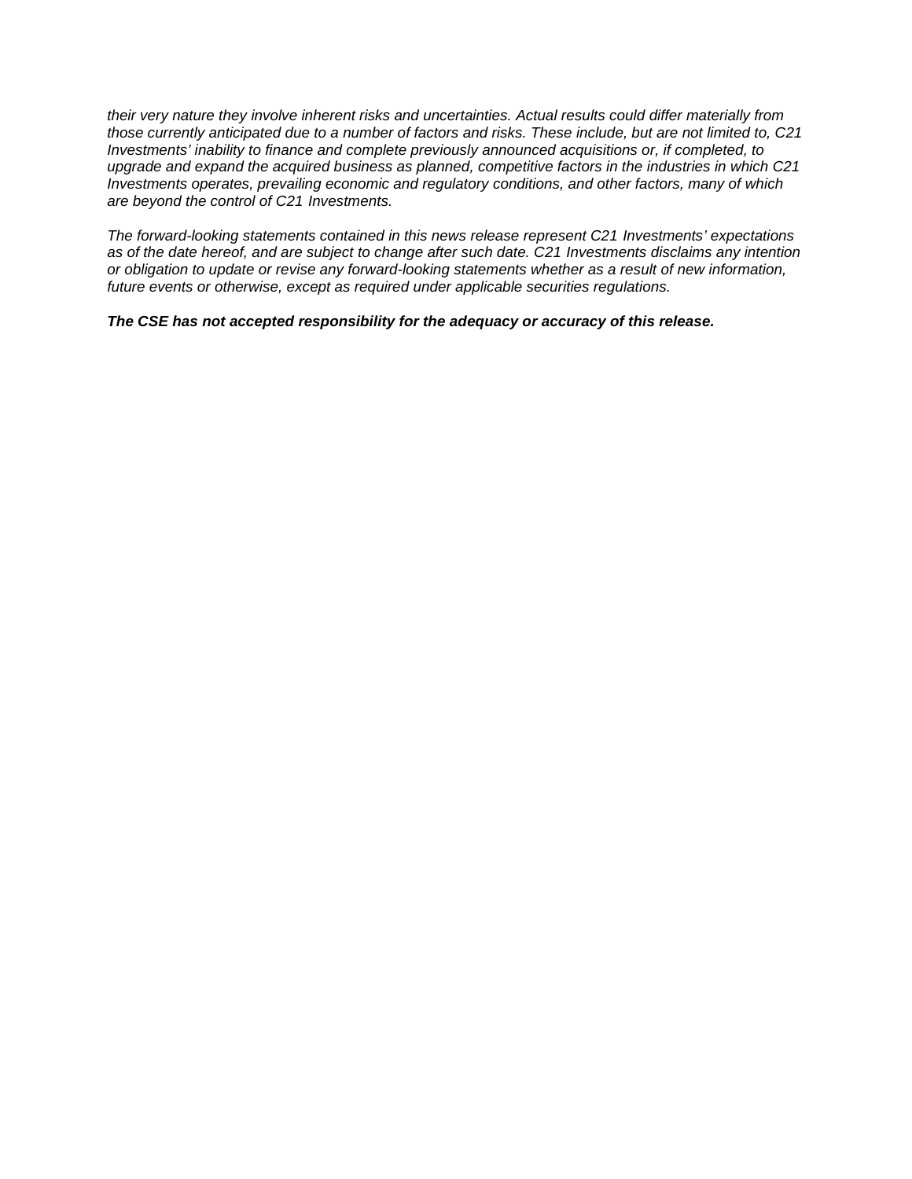*their very nature they involve inherent risks and uncertainties. Actual results could differ materially from those currently anticipated due to a number of factors and risks. These include, but are not limited to, C21 Investments' inability to finance and complete previously announced acquisitions or, if completed, to upgrade and expand the acquired business as planned, competitive factors in the industries in which C21 Investments operates, prevailing economic and regulatory conditions, and other factors, many of which are beyond the control of C21 Investments.*

*The forward-looking statements contained in this news release represent C21 Investments' expectations as of the date hereof, and are subject to change after such date. C21 Investments disclaims any intention or obligation to update or revise any forward-looking statements whether as a result of new information, future events or otherwise, except as required under applicable securities regulations.*

***The CSE has not accepted responsibility for the adequacy or accuracy of this release.***